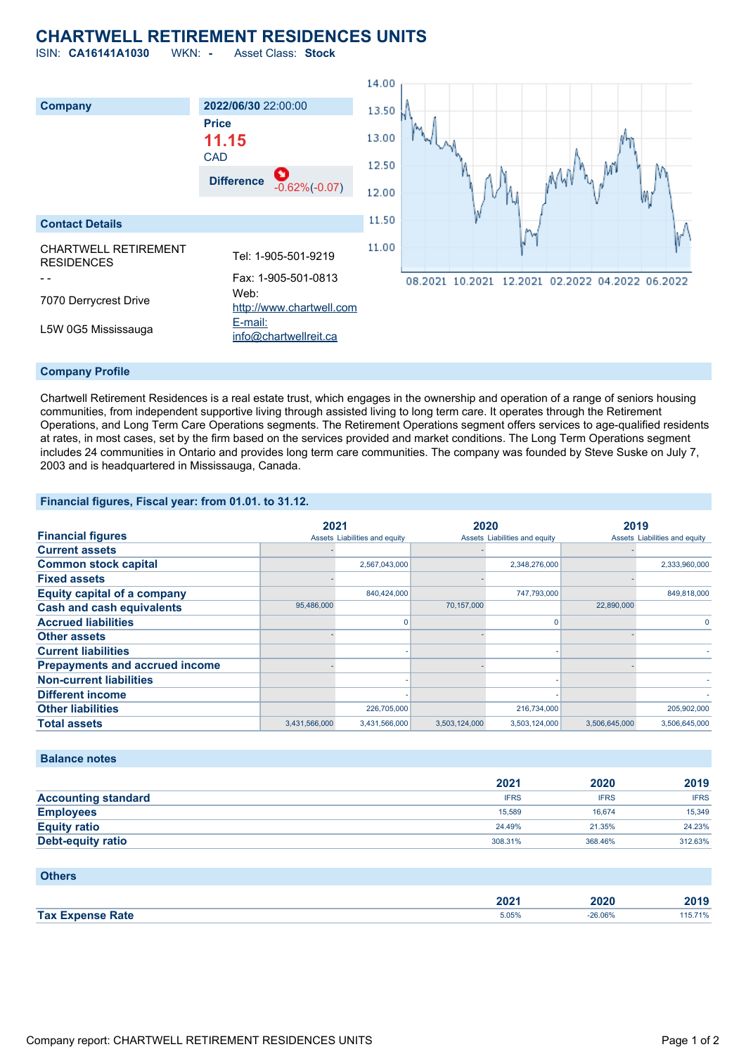# CHARTWELL RETIREMENT RESIDENCES UNITS

ISIN: **CA16141A1030** WKN: **-** Asset Class: **Stock**

## Company

**2022/06/30** 22:00:00

**Price**

**11.15**

CAD

**Difference** -0.62%(-0.07)

## Contact Details

CHARTWELL RETIREMENT RESIDENCES

- -

7070 Derrycrest Drive

L5W 0G5 Mississauga

Tel: 1-905-501-9219

Fax: 1-905-501-0813

Web: http://www.chartwell.com

E-mail: info@chartwellreit.ca

## Company Profile

Chartwell Retirement Residences is a real estate trust, which engages in the ownership and operation of a range of seniors housing communities, from independent supportive living through assisted living to long term care. It operates through the Retirement Operations, and Long Term Care Operations segments. The Retirement Operations segment offers services to age-qualified residents at rates, in most cases, set by the firm based on the services provided and market conditions. The Long Term Operations segment includes 24 communities in Ontario and provides long term care communities. The company was founded by Steve Suske on July 7, 2003 and is headquartered in Mississauga, Canada.

## Financial figures, Fiscal year: from 01.01. to 31.12.

| Financial figures | 2021 | | 2020 | | 2019 | |
|---|---|---|---|---|---|---|
| | Assets | Liabilities and equity | Assets | Liabilities and equity | Assets | Liabilities and equity |
| Current assets | - | | - | | - | |
| Common stock capital | | 2,567,043,000 | | 2,348,276,000 | | 2,333,960,000 |
| Fixed assets | - | | - | | - | |
| Equity capital of a company | | 840,424,000 | | 747,793,000 | | 849,818,000 |
| Cash and cash equivalents | 95,486,000 | | 70,157,000 | | 22,890,000 | |
| Accrued liabilities | | 0 | | 0 | | 0 |
| Other assets | - | | - | | - | |
| Current liabilities | | - | | - | | - |
| Prepayments and accrued income | - | | - | | - | |
| Non-current liabilities | | - | | - | | - |
| Different income | | - | | - | | - |
| Other liabilities | | 226,705,000 | | 216,734,000 | | 205,902,000 |
| Total assets | 3,431,566,000 | 3,431,566,000 | 3,503,124,000 | 3,503,124,000 | 3,506,645,000 | 3,506,645,000 |

## Balance notes

| | 2021 | 2020 | 2019 |
|---|---|---|---|
| Accounting standard | IFRS | IFRS | IFRS |
| Employees | 15,589 | 16,674 | 15,349 |
| Equity ratio | 24.49% | 21.35% | 24.23% |
| Debt-equity ratio | 308.31% | 368.46% | 312.63% |

## Others

| | 2021 | 2020 | 2019 |
|---|---|---|---|
| Tax Expense Rate | 5.05% | -26.06% | 115.71% |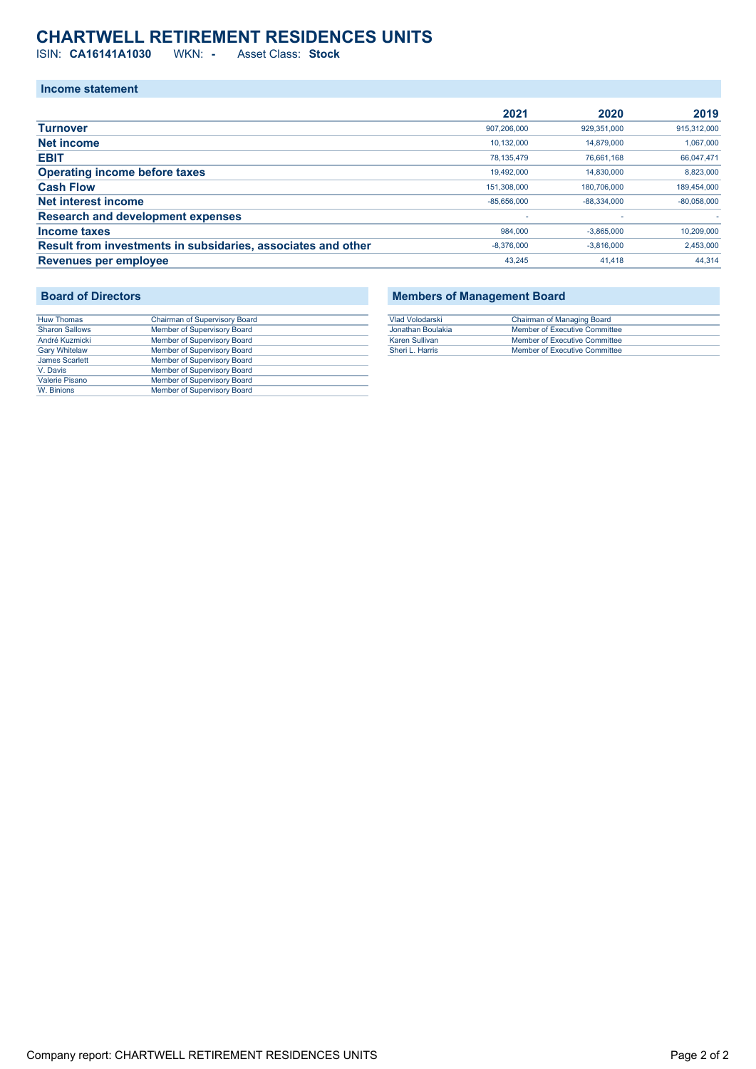# CHARTWELL RETIREMENT RESIDENCES UNITS

ISIN: **CA16141A1030** WKN: **-** Asset Class: **Stock**

## Income statement

| | 2021 | 2020 | 2019 |
|---|---|---|---|
| **Turnover** | 907,206,000 | 929,351,000 | 915,312,000 |
| **Net income** | 10,132,000 | 14,879,000 | 1,067,000 |
| **EBIT** | 78,135,479 | 76,661,168 | 66,047,471 |
| **Operating income before taxes** | 19,492,000 | 14,830,000 | 8,823,000 |
| **Cash Flow** | 151,308,000 | 180,706,000 | 189,454,000 |
| **Net interest income** | -85,656,000 | -88,334,000 | -80,058,000 |
| **Research and development expenses** | - | - | - |
| **Income taxes** | 984,000 | -3,865,000 | 10,209,000 |
| **Result from investments in subsidaries, associates and other** | -8,376,000 | -3,816,000 | 2,453,000 |
| **Revenues per employee** | 43,245 | 41,418 | 44,314 |

## Board of Directors

| | |
|---|---|
| Huw Thomas | Chairman of Supervisory Board |
| Sharon Sallows | Member of Supervisory Board |
| André Kuzmicki | Member of Supervisory Board |
| Gary Whitelaw | Member of Supervisory Board |
| James Scarlett | Member of Supervisory Board |
| V. Davis | Member of Supervisory Board |
| Valerie Pisano | Member of Supervisory Board |
| W. Binions | Member of Supervisory Board |

## Members of Management Board

| | |
|---|---|
| Vlad Volodarski | Chairman of Managing Board |
| Jonathan Boulakia | Member of Executive Committee |
| Karen Sullivan | Member of Executive Committee |
| Sheri L. Harris | Member of Executive Committee |